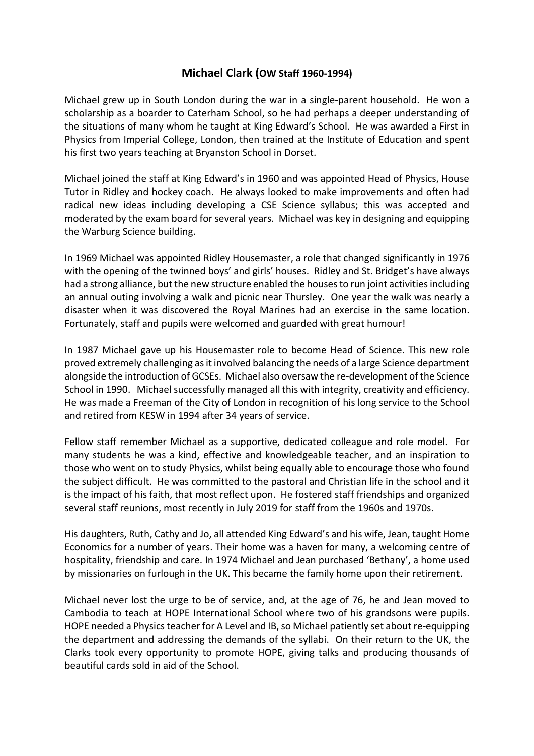# Michael Clark (OW Staff 1960-1994)

Michael grew up in South London during the war in a single-parent household. He won a scholarship as a boarder to Caterham School, so he had perhaps a deeper understanding of the situations of many whom he taught at King Edward's School. He was awarded a First in Physics from Imperial College, London, then trained at the Institute of Education and spent his first two years teaching at Bryanston School in Dorset.

Michael joined the staff at King Edward's in 1960 and was appointed Head of Physics, House Tutor in Ridley and hockey coach. He always looked to make improvements and often had radical new ideas including developing a CSE Science syllabus; this was accepted and moderated by the exam board for several years. Michael was key in designing and equipping the Warburg Science building.

In 1969 Michael was appointed Ridley Housemaster, a role that changed significantly in 1976 with the opening of the twinned boys' and girls' houses. Ridley and St. Bridget's have always had a strong alliance, but the new structure enabled the houses to run joint activities including an annual outing involving a walk and picnic near Thursley. One year the walk was nearly a disaster when it was discovered the Royal Marines had an exercise in the same location. Fortunately, staff and pupils were welcomed and guarded with great humour!

In 1987 Michael gave up his Housemaster role to become Head of Science. This new role proved extremely challenging as it involved balancing the needs of a large Science department alongside the introduction of GCSEs. Michael also oversaw the re-development of the Science School in 1990. Michael successfully managed all this with integrity, creativity and efficiency. He was made a Freeman of the City of London in recognition of his long service to the School and retired from KESW in 1994 after 34 years of service.

Fellow staff remember Michael as a supportive, dedicated colleague and role model. For many students he was a kind, effective and knowledgeable teacher, and an inspiration to those who went on to study Physics, whilst being equally able to encourage those who found the subject difficult. He was committed to the pastoral and Christian life in the school and it is the impact of his faith, that most reflect upon. He fostered staff friendships and organized several staff reunions, most recently in July 2019 for staff from the 1960s and 1970s.

His daughters, Ruth, Cathy and Jo, all attended King Edward's and his wife, Jean, taught Home Economics for a number of years. Their home was a haven for many, a welcoming centre of hospitality, friendship and care. In 1974 Michael and Jean purchased 'Bethany', a home used by missionaries on furlough in the UK. This became the family home upon their retirement.

Michael never lost the urge to be of service, and, at the age of 76, he and Jean moved to Cambodia to teach at HOPE International School where two of his grandsons were pupils. HOPE needed a Physics teacher for A Level and IB, so Michael patiently set about re-equipping the department and addressing the demands of the syllabi. On their return to the UK, the Clarks took every opportunity to promote HOPE, giving talks and producing thousands of beautiful cards sold in aid of the School.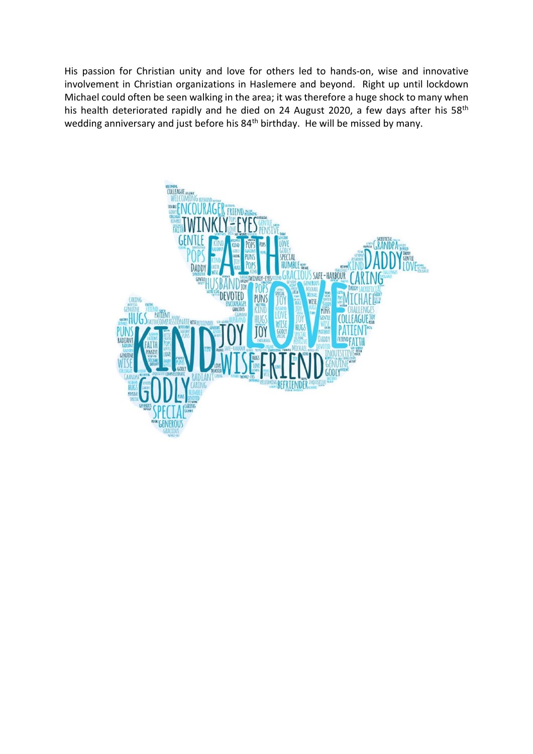His passion for Christian unity and love for others led to hands-on, wise and innovative involvement in Christian organizations in Haslemere and beyond. Right up until lockdown Michael could often be seen walking in the area; it was therefore a huge shock to many when his health deteriorated rapidly and he died on 24 August 2020, a few days after his 58th wedding anniversary and just before his 84th birthday. He will be missed by many.